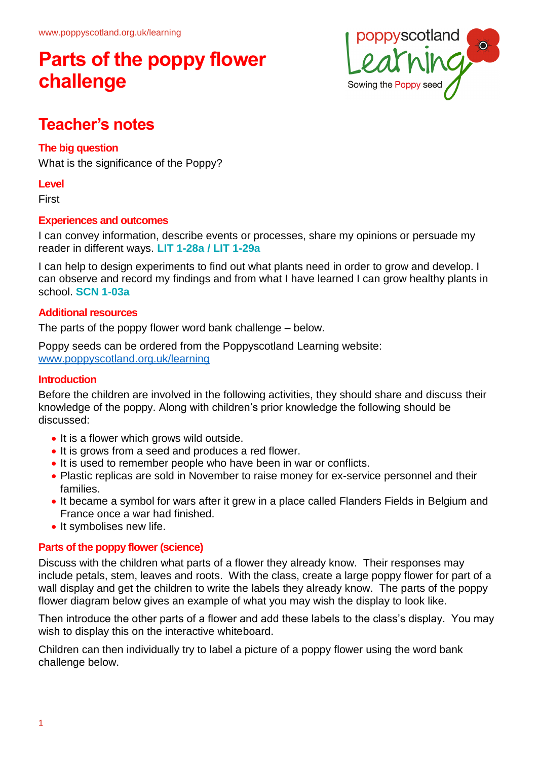# Parts of the poppy flower challenge

## Teacher's notes

### The big question

What is the significance of the Poppy?

### Level

First

### Experiences and outcomes

I can convey information, describe events or processes, share my opinions or persuade my reader in different ways. **LIT 1-28a / LIT 1-29a**

I can help to design experiments to find out what plants need in order to grow and develop. I can observe and record my findings and from what I have learned I can grow healthy plants in school. **SCN 1-03a**

### Additional resources

The parts of the poppy flower word bank challenge – below.

Poppy seeds can be ordered from the Poppyscotland Learning website: [www.poppyscotland.org.uk/learning](www.poppyscotland.org.uk/learning)

### Introduction

Before the children are involved in the following activities, they should share and discuss their knowledge of the poppy. Along with children's prior knowledge the following should be discussed:

- It is a flower which grows wild outside.
- It is grows from a seed and produces a red flower.
- It is used to remember people who have been in war or conflicts.
- Plastic replicas are sold in November to raise money for ex-service personnel and their families.
- It became a symbol for wars after it grew in a place called Flanders Fields in Belgium and France once a war had finished.
- It symbolises new life.

### Parts of the poppy flower (science)

Discuss with the children what parts of a flower they already know. Their responses may include petals, stem, leaves and roots. With the class, create a large poppy flower for part of a wall display and get the children to write the labels they already know. The parts of the poppy flower diagram below gives an example of what you may wish the display to look like.

Then introduce the other parts of a flower and add these labels to the class's display. You may wish to display this on the interactive whiteboard.

Children can then individually try to label a picture of a poppy flower using the word bank challenge below.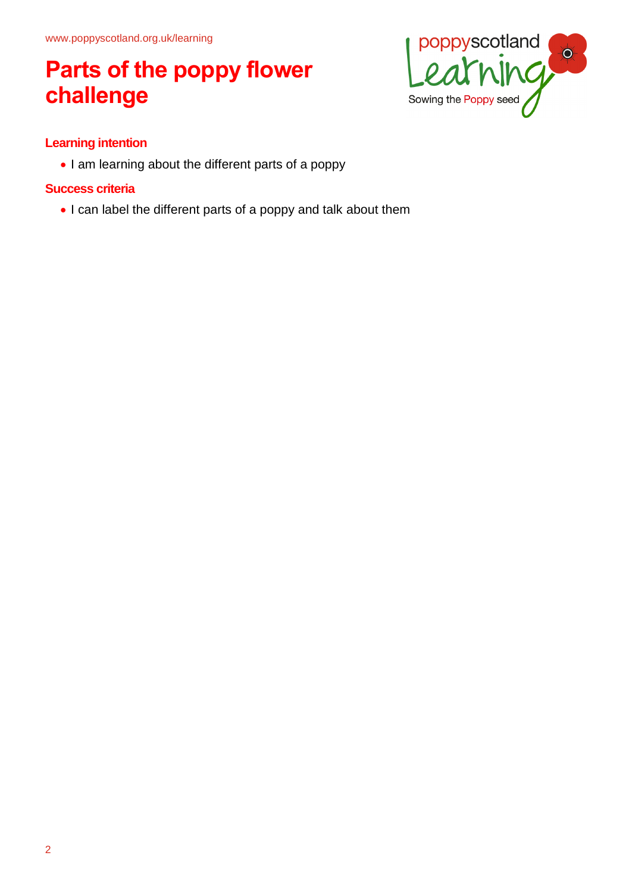# Parts of the poppy flower challenge

### Learning intention

- I am learning about the different parts of a poppy

### Success criteria

- I can label the different parts of a poppy and talk about them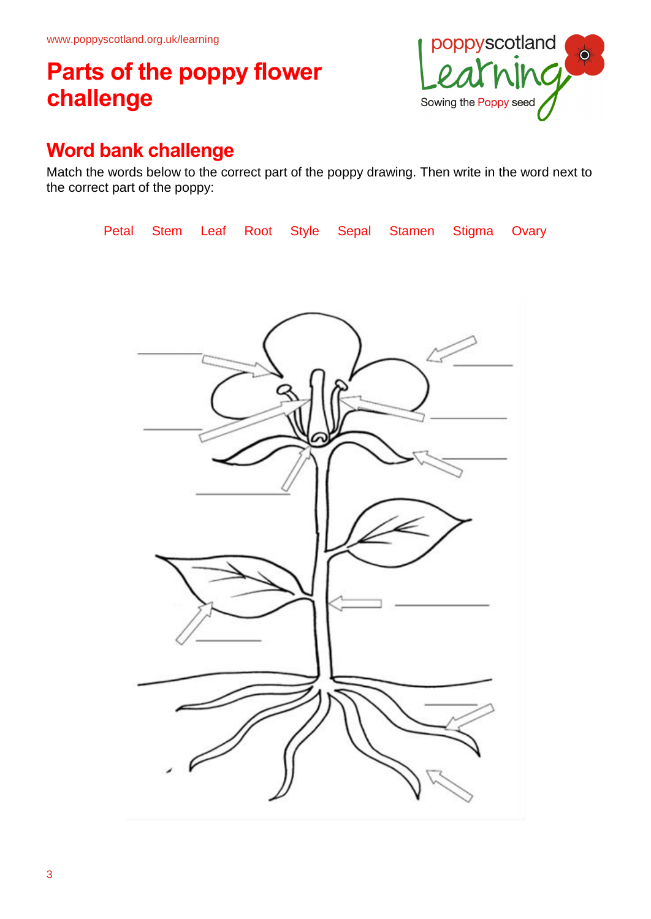# Parts of the poppy flower challenge

## Word bank challenge

Match the words below to the correct part of the poppy drawing. Then write in the word next to the correct part of the poppy:

Petal    Stem    Leaf    Root    Style    Sepal    Stamen    Stigma    Ovary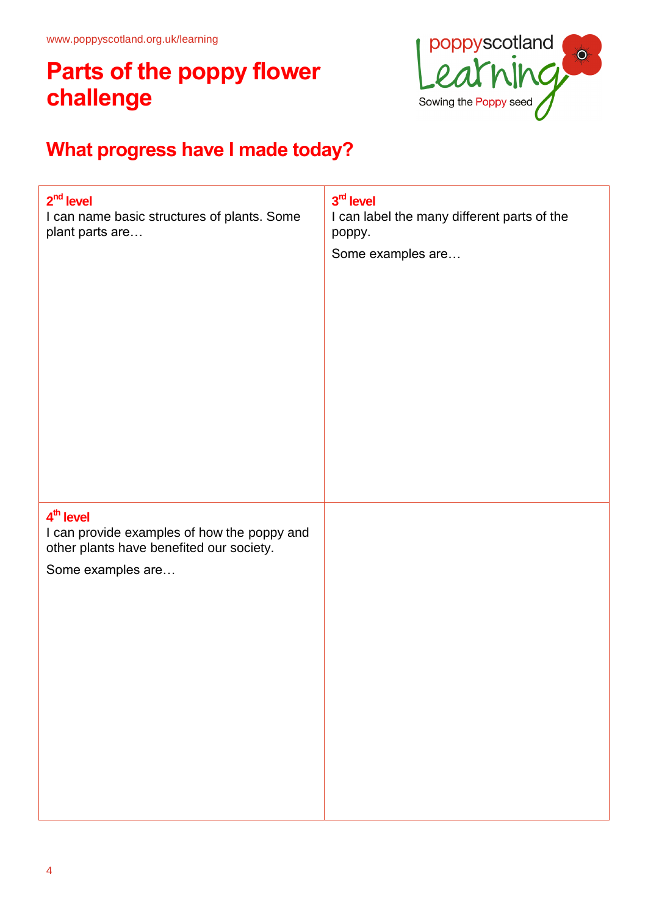www.poppyscotland.org.uk/learning

# Parts of the poppy flower challenge

poppyscotland Learning — Sowing the Poppy seed

## What progress have I made today?

| | |
|---|---|
| **2nd level**<br>I can name basic structures of plants. Some plant parts are… | **3rd level**<br>I can label the many different parts of the poppy.<br>Some examples are… |
| **4th level**<br>I can provide examples of how the poppy and other plants have benefited our society.<br>Some examples are… | |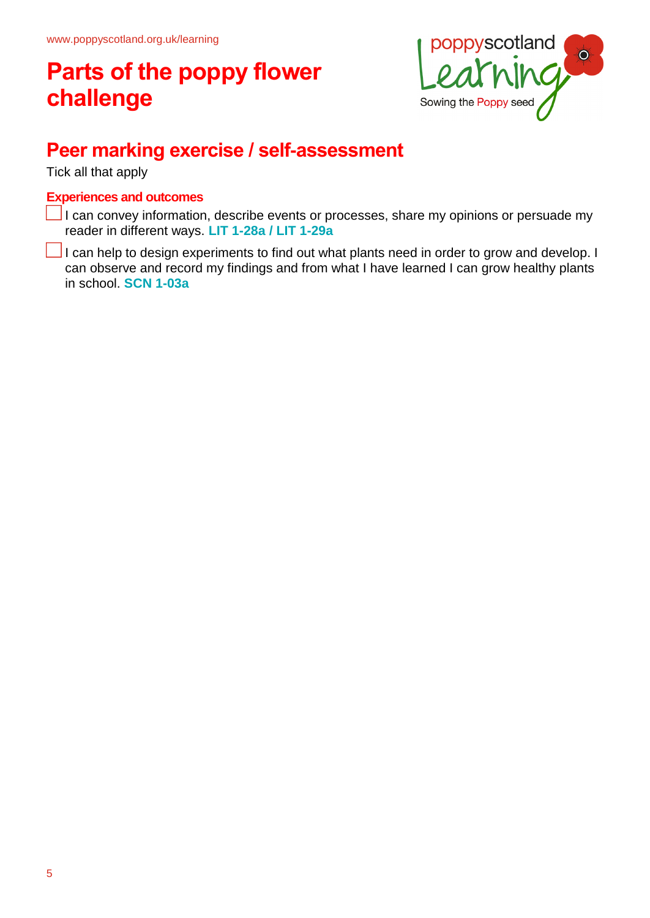www.poppyscotland.org.uk/learning

# Parts of the poppy flower challenge

## Peer marking exercise / self-assessment

Tick all that apply

### Experiences and outcomes

- [ ] I can convey information, describe events or processes, share my opinions or persuade my reader in different ways. **LIT 1-28a / LIT 1-29a**
- [ ] I can help to design experiments to find out what plants need in order to grow and develop. I can observe and record my findings and from what I have learned I can grow healthy plants in school. **SCN 1-03a**